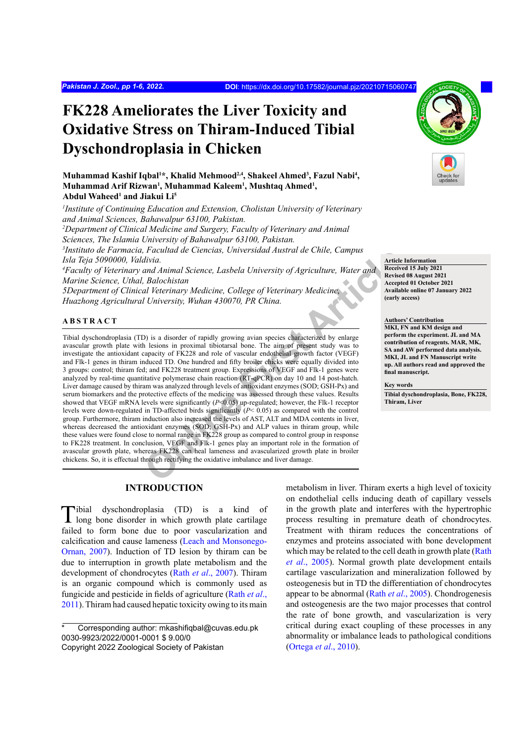# FK228 Ameliorates the Liver Toxicity and Oxidative Stress on Thiram-Induced Tibial Dyschondroplasia in Chicken

**Muhammad Kashif Iqbal[1]*, Khalid Mehmood[2,4], Shakeel Ahmed[3], Fazul Nabi[4], Muhammad Arif Rizwan[1], Muhammad Kaleem[1], Mushtaq Ahmed[1], Abdul Waheed[1] and Jiakui Li[5]**

*[1]Institute of Continuing Education and Extension, Cholistan University of Veterinary and Animal Sciences, Bahawalpur 63100, Pakistan.*
*[2]Department of Clinical Medicine and Surgery, Faculty of Veterinary and Animal Sciences, The Islamia University of Bahawalpur 63100, Pakistan.*
*[3]Instituto de Farmacia, Facultad de Ciencias, Universidad Austral de Chile, Campus Isla Teja 5090000, Valdivia.*
*[4]Faculty of Veterinary and Animal Science, Lasbela University of Agriculture, Water and Marine Science, Uthal, Balochistan*
*5Department of Clinical Veterinary Medicine, College of Veterinary Medicine, Huazhong Agricultural University, Wuhan 430070, PR China.*

**Article Information**
Received 15 July 2021
Revised 08 August 2021
Accepted 01 October 2021
Available online 07 January 2022 (early access)

**Authors' Contribution**
MKI, FN and KM design and perform the experiment. JL and MA contribution of reagents. MAR, MK, SA and AW performed data analysis. MKI, JL and FN Manuscript write up. All authors read and approved the final manuscript.

**Key words**
Tibial dyschondroplasia, Bone, FK228, Thiram, Liver

## ABSTRACT

Tibial dyschondroplasia (TD) is a disorder of rapidly growing avian species characterized by enlarge avascular growth plate with lesions in proximal tibiotarsal bone. The aim of present study was to investigate the antioxidant capacity of FK228 and role of vascular endothelial growth factor (VEGF) and Flk-1 genes in thiram induced TD. One hundred and fifty broiler chicks were equally divided into 3 groups: control; thiram fed; and FK228 treatment group. Expressions of VEGF and Flk-1 genes were analyzed by real-time quantitative polymerase chain reaction (RT-qPCR) on day 10 and 14 post-hatch. Liver damage caused by thiram was analyzed through levels of antioxidant enzymes (SOD; GSH-Px) and serum biomarkers and the protective effects of the medicine was assessed through these values. Results showed that VEGF mRNA levels were significantly ($P<0.05$) up-regulated; however, the Flk-1 receptor levels were down-regulated in TD-affected birds significantly ($P< 0.05$) as compared with the control group. Furthermore, thiram induction also increased the levels of AST, ALT and MDA contents in liver, whereas decreased the antioxidant enzymes (SOD; GSH-Px) and ALP values in thiram group, while these values were found close to normal range in FK228 group as compared to control group in response to FK228 treatment. In conclusion, VEGF and Flk-1 genes play an important role in the formation of avascular growth plate, whereas FK228 can heal lameness and avascularized growth plate in broiler chickens. So, it is effectual through rectifying the oxidative imbalance and liver damage.

## INTRODUCTION

Tibial dyschondroplasia (TD) is a kind of long bone disorder in which growth plate cartilage failed to form bone due to poor vascularization and calcification and cause lameness (Leach and Monsonego-Ornan, 2007). Induction of TD lesion by thiram can be due to interruption in growth plate metabolism and the development of chondrocytes (Rath *et al*., 2007). Thiram is an organic compound which is commonly used as fungicide and pesticide in fields of agriculture (Rath *et al*., 2011). Thiram had caused hepatic toxicity owing to its main metabolism in liver. Thiram exerts a high level of toxicity on endothelial cells inducing death of capillary vessels in the growth plate and interferes with the hypertrophic process resulting in premature death of chondrocytes. Treatment with thiram reduces the concentrations of enzymes and proteins associated with bone development which may be related to the cell death in growth plate (Rath *et al*., 2005). Normal growth plate development entails cartilage vascularization and mineralization followed by osteogenesis but in TD the differentiation of chondrocytes appear to be abnormal (Rath *et al*., 2005). Chondrogenesis and osteogenesis are the two major processes that control the rate of bone growth, and vascularization is very critical during exact coupling of these processes in any abnormality or imbalance leads to pathological conditions (Ortega *et al*., 2010).

\* Corresponding author: mkashifiqbal@cuvas.edu.pk
0030-9923/2022/0001-0001 $ 9.00/0
Copyright 2022 Zoological Society of Pakistan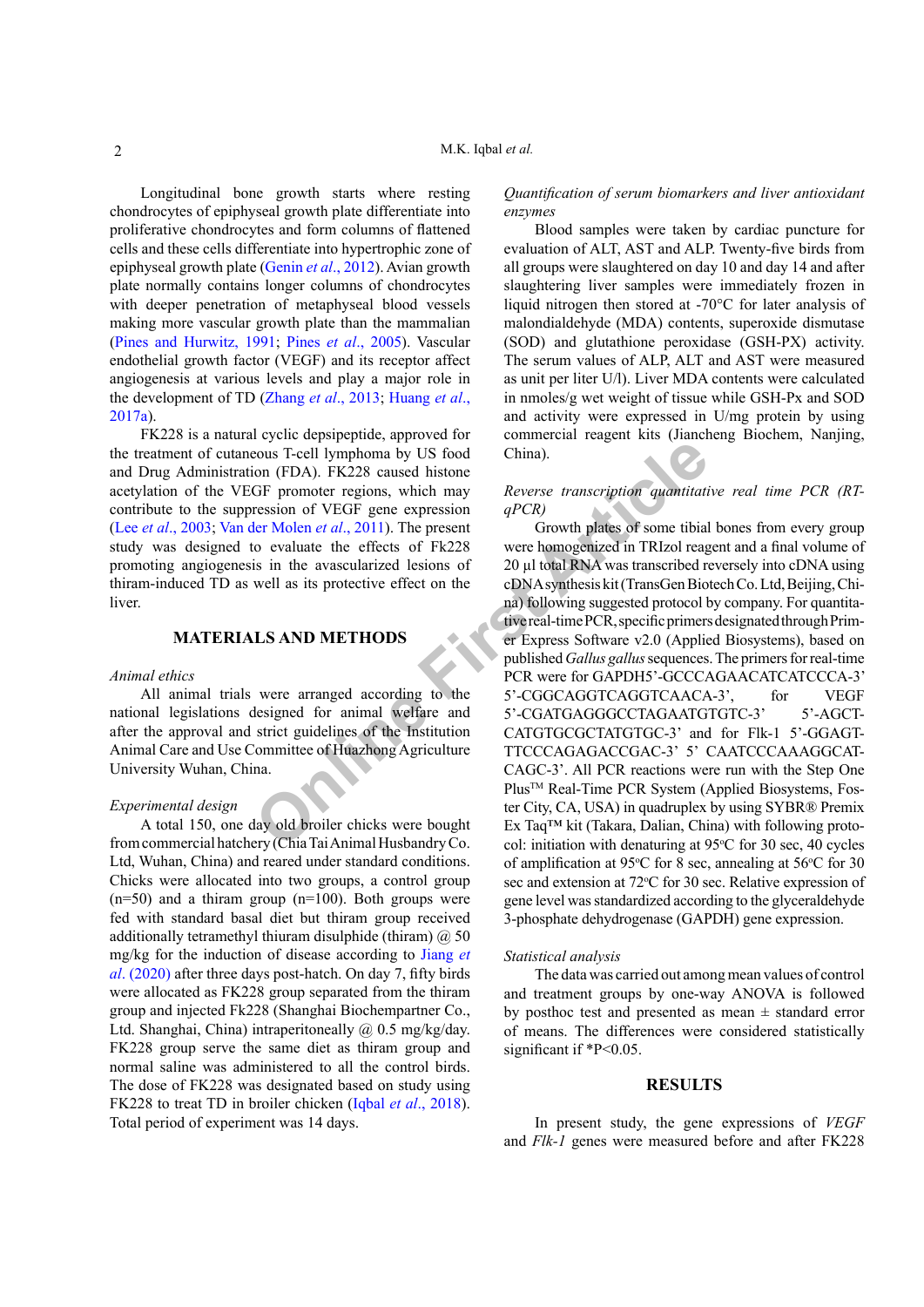Longitudinal bone growth starts where resting chondrocytes of epiphyseal growth plate differentiate into proliferative chondrocytes and form columns of flattened cells and these cells differentiate into hypertrophic zone of epiphyseal growth plate (Genin *et al*., 2012). Avian growth plate normally contains longer columns of chondrocytes with deeper penetration of metaphyseal blood vessels making more vascular growth plate than the mammalian (Pines and Hurwitz, 1991; Pines *et al*., 2005). Vascular endothelial growth factor (VEGF) and its receptor affect angiogenesis at various levels and play a major role in the development of TD (Zhang *et al*., 2013; Huang *et al*., 2017a).

FK228 is a natural cyclic depsipeptide, approved for the treatment of cutaneous T-cell lymphoma by US food and Drug Administration (FDA). FK228 caused histone acetylation of the VEGF promoter regions, which may contribute to the suppression of VEGF gene expression (Lee *et al*., 2003; Van der Molen *et al*., 2011). The present study was designed to evaluate the effects of Fk228 promoting angiogenesis in the avascularized lesions of thiram-induced TD as well as its protective effect on the liver.

## MATERIALS AND METHODS

*Animal ethics*

All animal trials were arranged according to the national legislations designed for animal welfare and after the approval and strict guidelines of the Institution Animal Care and Use Committee of Huazhong Agriculture University Wuhan, China.

*Experimental design*

A total 150, one day old broiler chicks were bought from commercial hatchery (Chia Tai Animal Husbandry Co. Ltd, Wuhan, China) and reared under standard conditions. Chicks were allocated into two groups, a control group (n=50) and a thiram group (n=100). Both groups were fed with standard basal diet but thiram group received additionally tetramethyl thiuram disulphide (thiram) @ 50 mg/kg for the induction of disease according to Jiang *et al*. (2020) after three days post-hatch. On day 7, fifty birds were allocated as FK228 group separated from the thiram group and injected Fk228 (Shanghai Biochempartner Co., Ltd. Shanghai, China) intraperitoneally @ 0.5 mg/kg/day. FK228 group serve the same diet as thiram group and normal saline was administered to all the control birds. The dose of FK228 was designated based on study using FK228 to treat TD in broiler chicken (Iqbal *et al*., 2018). Total period of experiment was 14 days.

*Quantification of serum biomarkers and liver antioxidant enzymes*

Blood samples were taken by cardiac puncture for evaluation of ALT, AST and ALP. Twenty-five birds from all groups were slaughtered on day 10 and day 14 and after slaughtering liver samples were immediately frozen in liquid nitrogen then stored at -70°C for later analysis of malondialdehyde (MDA) contents, superoxide dismutase (SOD) and glutathione peroxidase (GSH-PX) activity. The serum values of ALP, ALT and AST were measured as unit per liter U/l). Liver MDA contents were calculated in nmoles/g wet weight of tissue while GSH-Px and SOD and activity were expressed in U/mg protein by using commercial reagent kits (Jiancheng Biochem, Nanjing, China).

*Reverse transcription quantitative real time PCR (RT-qPCR)*

Growth plates of some tibial bones from every group were homogenized in TRIzol reagent and a final volume of 20 µl total RNA was transcribed reversely into cDNA using cDNA synthesis kit (TransGen Biotech Co. Ltd, Beijing, China) following suggested protocol by company. For quantitative real-time PCR, specific primers designated through Primer Express Software v2.0 (Applied Biosystems), based on published *Gallus gallus* sequences. The primers for real-time PCR were for GAPDH5'-GCCCAGAACATCATCCCA-3' 5'-CGGCAGGTCAGGTCAACA-3', for VEGF 5'-CGATGAGGGCCTAGAATGTGTC-3' 5'-AGCT-CATGTGCGCTATGTGC-3' and for Flk-1 5'-GGAGT-TTCCCAGAGACCGAC-3' 5' CAATCCCAAAGGCAT-CAGC-3'. All PCR reactions were run with the Step One Plus™ Real-Time PCR System (Applied Biosystems, Foster City, CA, USA) in quadruplex by using SYBR® Premix Ex Taq™ kit (Takara, Dalian, China) with following protocol: initiation with denaturing at 95°C for 30 sec, 40 cycles of amplification at 95°C for 8 sec, annealing at 56°C for 30 sec and extension at 72°C for 30 sec. Relative expression of gene level was standardized according to the glyceraldehyde 3-phosphate dehydrogenase (GAPDH) gene expression.

*Statistical analysis*

The data was carried out among mean values of control and treatment groups by one-way ANOVA is followed by posthoc test and presented as mean ± standard error of means. The differences were considered statistically significant if $^{*}P<0.05$.

## RESULTS

In present study, the gene expressions of *VEGF* and *Flk-1* genes were measured before and after FK228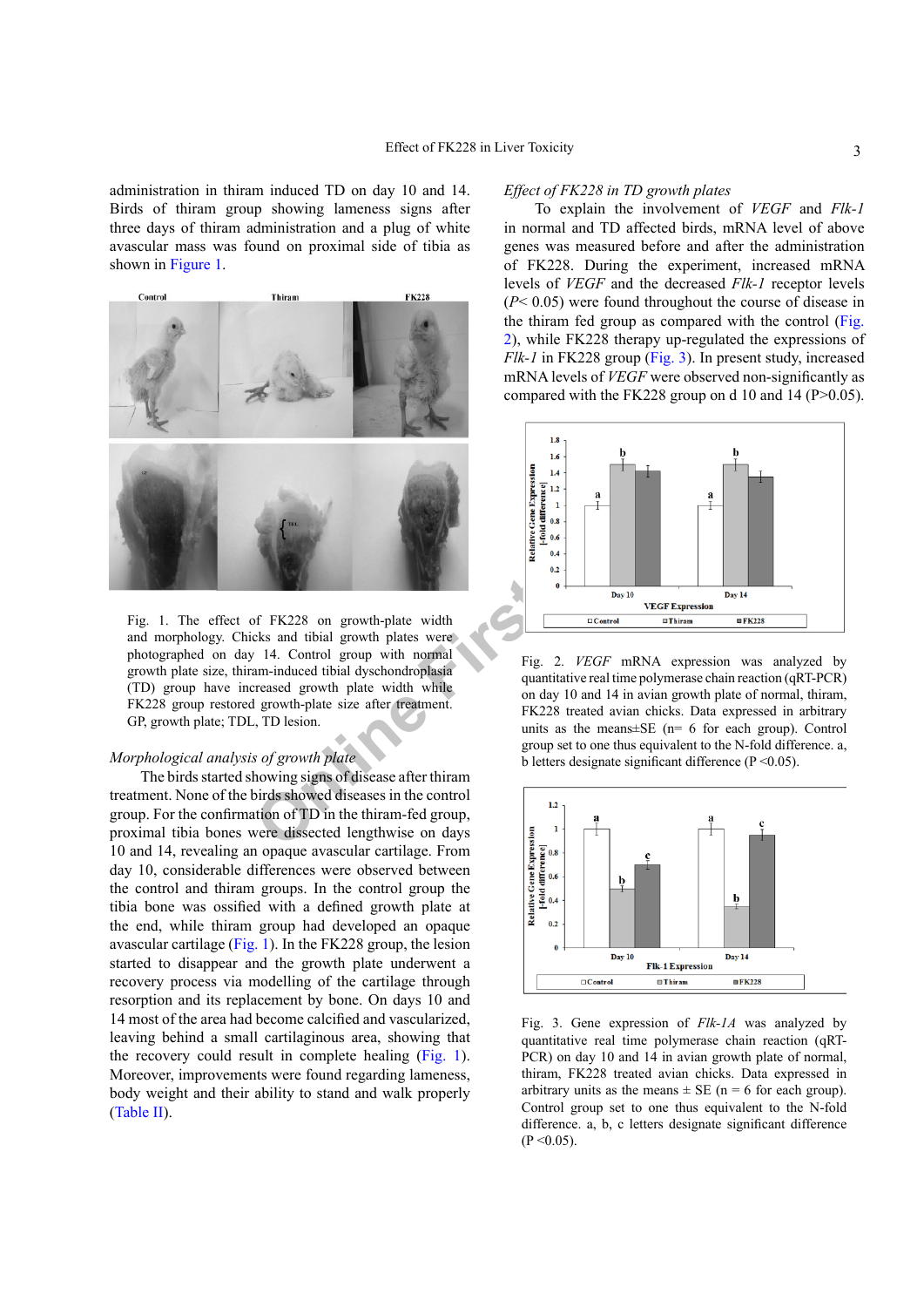administration in thiram induced TD on day 10 and 14. Birds of thiram group showing lameness signs after three days of thiram administration and a plug of white avascular mass was found on proximal side of tibia as shown in Figure 1.

Fig. 1. The effect of FK228 on growth-plate width and morphology. Chicks and tibial growth plates were photographed on day 14. Control group with normal growth plate size, thiram-induced tibial dyschondroplasia (TD) group have increased growth plate width while FK228 group restored growth-plate size after treatment. GP, growth plate; TDL, TD lesion.

### *Morphological analysis of growth plate*

The birds started showing signs of disease after thiram treatment. None of the birds showed diseases in the control group. For the confirmation of TD in the thiram-fed group, proximal tibia bones were dissected lengthwise on days 10 and 14, revealing an opaque avascular cartilage. From day 10, considerable differences were observed between the control and thiram groups. In the control group the tibia bone was ossified with a defined growth plate at the end, while thiram group had developed an opaque avascular cartilage (Fig. 1). In the FK228 group, the lesion started to disappear and the growth plate underwent a recovery process via modelling of the cartilage through resorption and its replacement by bone. On days 10 and 14 most of the area had become calcified and vascularized, leaving behind a small cartilaginous area, showing that the recovery could result in complete healing (Fig. 1). Moreover, improvements were found regarding lameness, body weight and their ability to stand and walk properly (Table II).

### *Effect of FK228 in TD growth plates*

To explain the involvement of *VEGF* and *Flk-1* in normal and TD affected birds, mRNA level of above genes was measured before and after the administration of FK228. During the experiment, increased mRNA levels of *VEGF* and the decreased *Flk-1* receptor levels ($P < 0.05$) were found throughout the course of disease in the thiram fed group as compared with the control (Fig. 2), while FK228 therapy up-regulated the expressions of *Flk-1* in FK228 group (Fig. 3). In present study, increased mRNA levels of *VEGF* were observed non-significantly as compared with the FK228 group on d 10 and 14 ($P > 0.05$).

Fig. 2. *VEGF* mRNA expression was analyzed by quantitative real time polymerase chain reaction (qRT-PCR) on day 10 and 14 in avian growth plate of normal, thiram, FK228 treated avian chicks. Data expressed in arbitrary units as the means±SE (n= 6 for each group). Control group set to one thus equivalent to the N-fold difference. a, b letters designate significant difference ($P < 0.05$).

Fig. 3. Gene expression of *Flk-1A* was analyzed by quantitative real time polymerase chain reaction (qRT-PCR) on day 10 and 14 in avian growth plate of normal, thiram, FK228 treated avian chicks. Data expressed in arbitrary units as the means ± SE (n = 6 for each group). Control group set to one thus equivalent to the N-fold difference. a, b, c letters designate significant difference ($P < 0.05$).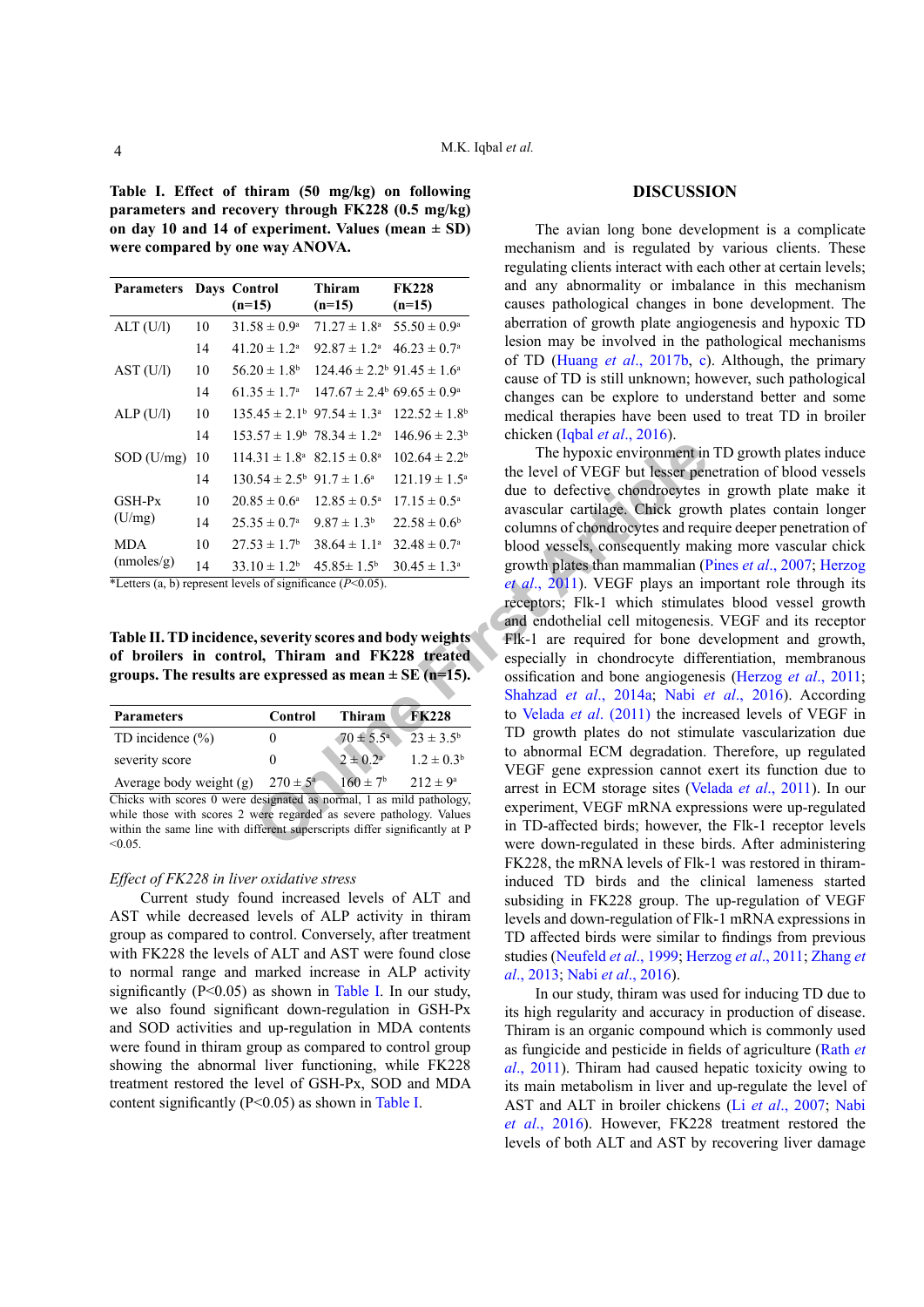**Table I. Effect of thiram (50 mg/kg) on following parameters and recovery through FK228 (0.5 mg/kg) on day 10 and 14 of experiment. Values (mean ± SD) were compared by one way ANOVA.**

| Parameters | Days | Control (n=15) | Thiram (n=15) | FK228 (n=15) |
|---|---|---|---|---|
| ALT (U/l) | 10 | 31.58 ± 0.9[a] | 71.27 ± 1.8[a] | 55.50 ± 0.9[a] |
| | 14 | 41.20 ± 1.2[a] | 92.87 ± 1.2[a] | 46.23 ± 0.7[a] |
| AST (U/l) | 10 | 56.20 ± 1.8[b] | 124.46 ± 2.2[b] | 91.45 ± 1.6[a] |
| | 14 | 61.35 ± 1.7[a] | 147.67 ± 2.4[b] | 69.65 ± 0.9[a] |
| ALP (U/l) | 10 | 135.45 ± 2.1[b] | 97.54 ± 1.3[a] | 122.52 ± 1.8[b] |
| | 14 | 153.57 ± 1.9[b] | 78.34 ± 1.2[a] | 146.96 ± 2.3[b] |
| SOD (U/mg) | 10 | 114.31 ± 1.8[a] | 82.15 ± 0.8[a] | 102.64 ± 2.2[b] |
| | 14 | 130.54 ± 2.5[b] | 91.7 ± 1.6[a] | 121.19 ± 1.5[a] |
| GSH-Px (U/mg) | 10 | 20.85 ± 0.6[a] | 12.85 ± 0.5[a] | 17.15 ± 0.5[a] |
| | 14 | 25.35 ± 0.7[a] | 9.87 ± 1.3[b] | 22.58 ± 0.6[b] |
| MDA (nmoles/g) | 10 | 27.53 ± 1.7[b] | 38.64 ± 1.1[a] | 32.48 ± 0.7[a] |
| | 14 | 33.10 ± 1.2[b] | 45.85± 1.5[b] | 30.45 ± 1.3[a] |

*Letters (a, b) represent levels of significance ($P$<0.05).

**Table II. TD incidence, severity scores and body weights of broilers in control, Thiram and FK228 treated groups. The results are expressed as mean ± SE (n=15).**

| Parameters | Control | Thiram | FK228 |
|---|---|---|---|
| TD incidence (%) | 0 | 70 ± 5.5[a] | 23 ± 3.5[b] |
| severity score | 0 | 2 ± 0.2[a] | 1.2 ± 0.3[b] |
| Average body weight (g) | 270 ± 5[a] | 160 ± 7[b] | 212 ± 9[a] |

Chicks with scores 0 were designated as normal, 1 as mild pathology, while those with scores 2 were regarded as severe pathology. Values within the same line with different superscripts differ significantly at P <0.05.

### *Effect of FK228 in liver oxidative stress*

Current study found increased levels of ALT and AST while decreased levels of ALP activity in thiram group as compared to control. Conversely, after treatment with FK228 the levels of ALT and AST were found close to normal range and marked increase in ALP activity significantly (P<0.05) as shown in Table I. In our study, we also found significant down-regulation in GSH-Px and SOD activities and up-regulation in MDA contents were found in thiram group as compared to control group showing the abnormal liver functioning, while FK228 treatment restored the level of GSH-Px, SOD and MDA content significantly (P<0.05) as shown in Table I.

## DISCUSSION

The avian long bone development is a complicate mechanism and is regulated by various clients. These regulating clients interact with each other at certain levels; and any abnormality or imbalance in this mechanism causes pathological changes in bone development. The aberration of growth plate angiogenesis and hypoxic TD lesion may be involved in the pathological mechanisms of TD (Huang *et al*., 2017b, c). Although, the primary cause of TD is still unknown; however, such pathological changes can be explore to understand better and some medical therapies have been used to treat TD in broiler chicken (Iqbal *et al*., 2016).

The hypoxic environment in TD growth plates induce the level of VEGF but lesser penetration of blood vessels due to defective chondrocytes in growth plate make it avascular cartilage. Chick growth plates contain longer columns of chondrocytes and require deeper penetration of blood vessels, consequently making more vascular chick growth plates than mammalian (Pines *et al*., 2007; Herzog *et al*., 2011). VEGF plays an important role through its receptors; Flk-1 which stimulates blood vessel growth and endothelial cell mitogenesis. VEGF and its receptor Flk-1 are required for bone development and growth, especially in chondrocyte differentiation, membranous ossification and bone angiogenesis (Herzog *et al*., 2011; Shahzad *et al*., 2014a; Nabi *et al*., 2016). According to Velada *et al*. (2011) the increased levels of VEGF in TD growth plates do not stimulate vascularization due to abnormal ECM degradation. Therefore, up regulated VEGF gene expression cannot exert its function due to arrest in ECM storage sites (Velada *et al*., 2011). In our experiment, VEGF mRNA expressions were up-regulated in TD-affected birds; however, the Flk-1 receptor levels were down-regulated in these birds. After administering FK228, the mRNA levels of Flk-1 was restored in thiram-induced TD birds and the clinical lameness started subsiding in FK228 group. The up-regulation of VEGF levels and down-regulation of Flk-1 mRNA expressions in TD affected birds were similar to findings from previous studies (Neufeld *et al*., 1999; Herzog *et al*., 2011; Zhang *et al*., 2013; Nabi *et al*., 2016).

In our study, thiram was used for inducing TD due to its high regularity and accuracy in production of disease. Thiram is an organic compound which is commonly used as fungicide and pesticide in fields of agriculture (Rath *et al*., 2011). Thiram had caused hepatic toxicity owing to its main metabolism in liver and up-regulate the level of AST and ALT in broiler chickens (Li *et al*., 2007; Nabi *et al*., 2016). However, FK228 treatment restored the levels of both ALT and AST by recovering liver damage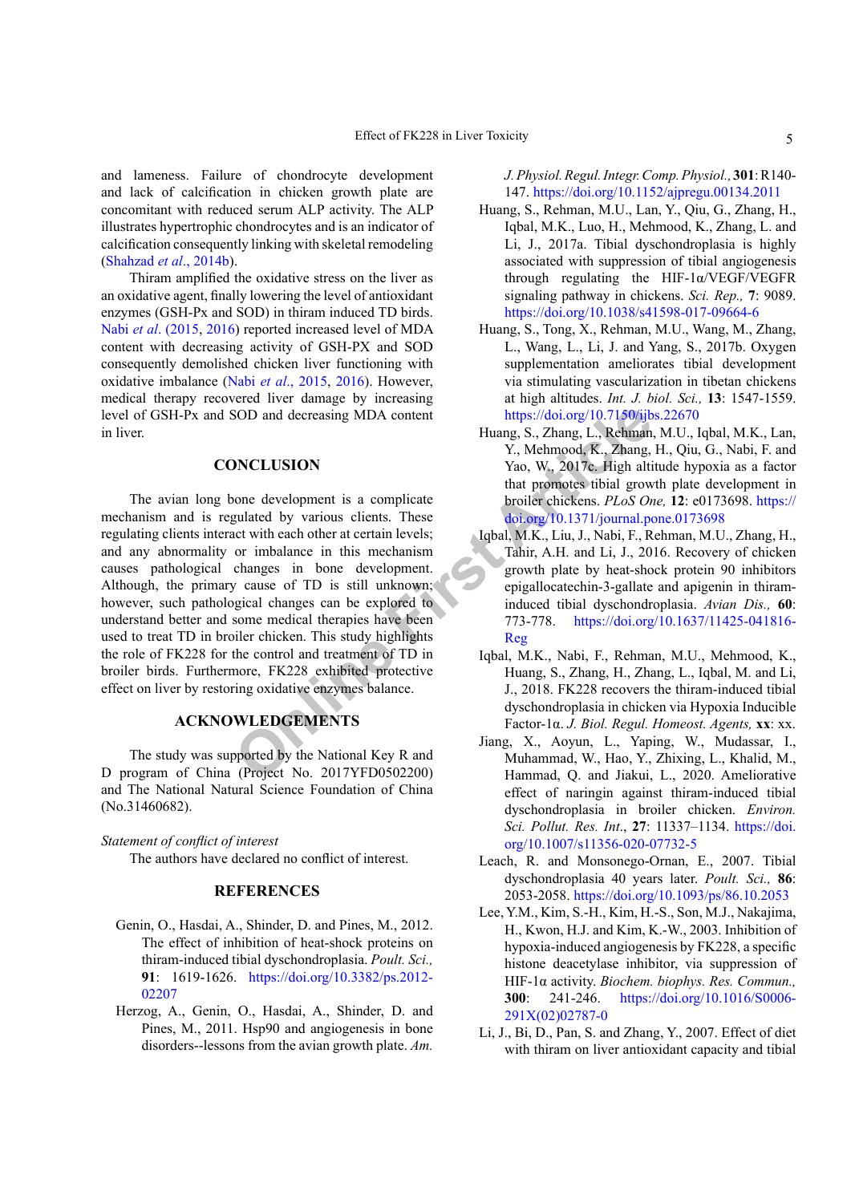and lameness. Failure of chondrocyte development and lack of calcification in chicken growth plate are concomitant with reduced serum ALP activity. The ALP illustrates hypertrophic chondrocytes and is an indicator of calcification consequently linking with skeletal remodeling (Shahzad *et al*., 2014b).

Thiram amplified the oxidative stress on the liver as an oxidative agent, finally lowering the level of antioxidant enzymes (GSH-Px and SOD) in thiram induced TD birds. Nabi *et al*. (2015, 2016) reported increased level of MDA content with decreasing activity of GSH-PX and SOD consequently demolished chicken liver functioning with oxidative imbalance (Nabi *et al*., 2015, 2016). However, medical therapy recovered liver damage by increasing level of GSH-Px and SOD and decreasing MDA content in liver.

## CONCLUSION

The avian long bone development is a complicate mechanism and is regulated by various clients. These regulating clients interact with each other at certain levels; and any abnormality or imbalance in this mechanism causes pathological changes in bone development. Although, the primary cause of TD is still unknown; however, such pathological changes can be explored to understand better and some medical therapies have been used to treat TD in broiler chicken. This study highlights the role of FK228 for the control and treatment of TD in broiler birds. Furthermore, FK228 exhibited protective effect on liver by restoring oxidative enzymes balance.

## ACKNOWLEDGEMENTS

The study was supported by the National Key R and D program of China (Project No. 2017YFD0502200) and The National Natural Science Foundation of China (No.31460682).

*Statement of conflict of interest*

The authors have declared no conflict of interest.

## REFERENCES

Genin, O., Hasdai, A., Shinder, D. and Pines, M., 2012. The effect of inhibition of heat-shock proteins on thiram-induced tibial dyschondroplasia. *Poult. Sci.,* **91**: 1619-1626. https://doi.org/10.3382/ps.2012-02207

Herzog, A., Genin, O., Hasdai, A., Shinder, D. and Pines, M., 2011. Hsp90 and angiogenesis in bone disorders--lessons from the avian growth plate. *Am. J. Physiol. Regul. Integr. Comp. Physiol.,* **301**: R140-147. https://doi.org/10.1152/ajpregu.00134.2011

Huang, S., Rehman, M.U., Lan, Y., Qiu, G., Zhang, H., Iqbal, M.K., Luo, H., Mehmood, K., Zhang, L. and Li, J., 2017a. Tibial dyschondroplasia is highly associated with suppression of tibial angiogenesis through regulating the HIF-1α/VEGF/VEGFR signaling pathway in chickens. *Sci. Rep.,* **7**: 9089. https://doi.org/10.1038/s41598-017-09664-6

Huang, S., Tong, X., Rehman, M.U., Wang, M., Zhang, L., Wang, L., Li, J. and Yang, S., 2017b. Oxygen supplementation ameliorates tibial development via stimulating vascularization in tibetan chickens at high altitudes. *Int. J. biol. Sci.,* **13**: 1547-1559. https://doi.org/10.7150/ijbs.22670

Huang, S., Zhang, L., Rehman, M.U., Iqbal, M.K., Lan, Y., Mehmood, K., Zhang, H., Qiu, G., Nabi, F. and Yao, W., 2017c. High altitude hypoxia as a factor that promotes tibial growth plate development in broiler chickens. *PLoS One,* **12**: e0173698. https://doi.org/10.1371/journal.pone.0173698

Iqbal, M.K., Liu, J., Nabi, F., Rehman, M.U., Zhang, H., Tahir, A.H. and Li, J., 2016. Recovery of chicken growth plate by heat-shock protein 90 inhibitors epigallocatechin-3-gallate and apigenin in thiram-induced tibial dyschondroplasia. *Avian Dis.,* **60**: 773-778. https://doi.org/10.1637/11425-041816-Reg

Iqbal, M.K., Nabi, F., Rehman, M.U., Mehmood, K., Huang, S., Zhang, H., Zhang, L., Iqbal, M. and Li, J., 2018. FK228 recovers the thiram-induced tibial dyschondroplasia in chicken via Hypoxia Inducible Factor-1α. *J. Biol. Regul. Homeost. Agents,* **xx**: xx.

Jiang, X., Aoyun, L., Yaping, W., Mudassar, I., Muhammad, W., Hao, Y., Zhixing, L., Khalid, M., Hammad, Q. and Jiakui, L., 2020. Ameliorative effect of naringin against thiram-induced tibial dyschondroplasia in broiler chicken. *Environ. Sci. Pollut. Res. Int*., **27**: 11337–1134. https://doi.org/10.1007/s11356-020-07732-5

Leach, R. and Monsonego-Ornan, E., 2007. Tibial dyschondroplasia 40 years later. *Poult. Sci.,* **86**: 2053-2058. https://doi.org/10.1093/ps/86.10.2053

Lee, Y.M., Kim, S.-H., Kim, H.-S., Son, M.J., Nakajima, H., Kwon, H.J. and Kim, K.-W., 2003. Inhibition of hypoxia-induced angiogenesis by FK228, a specific histone deacetylase inhibitor, via suppression of HIF-1α activity. *Biochem. biophys. Res. Commun.,* **300**: 241-246. https://doi.org/10.1016/S0006-291X(02)02787-0

Li, J., Bi, D., Pan, S. and Zhang, Y., 2007. Effect of diet with thiram on liver antioxidant capacity and tibial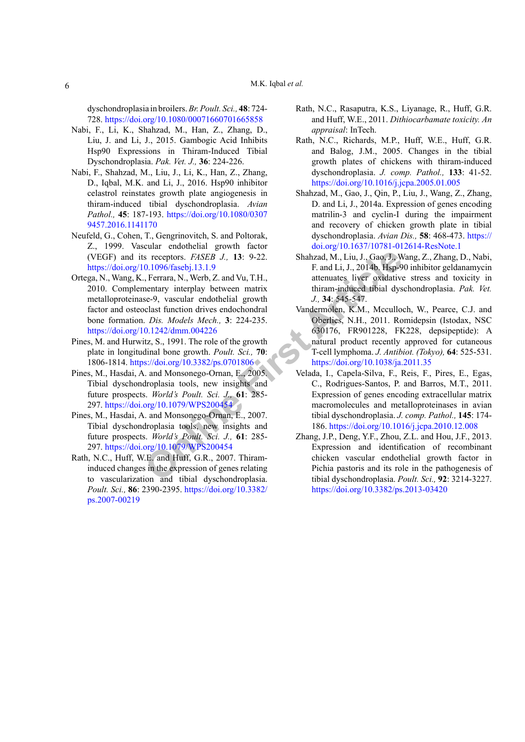dyschondroplasia in broilers. *Br. Poult. Sci.,* **48**: 724-728. https://doi.org/10.1080/00071660701665858

Nabi, F., Li, K., Shahzad, M., Han, Z., Zhang, D., Liu, J. and Li, J., 2015. Gambogic Acid Inhibits Hsp90 Expressions in Thiram-Induced Tibial Dyschondroplasia. *Pak. Vet. J.,* **36**: 224-226.

Nabi, F., Shahzad, M., Liu, J., Li, K., Han, Z., Zhang, D., Iqbal, M.K. and Li, J., 2016. Hsp90 inhibitor celastrol reinstates growth plate angiogenesis in thiram-induced tibial dyschondroplasia. *Avian Pathol.,* **45**: 187-193. https://doi.org/10.1080/03079457.2016.1141170

Neufeld, G., Cohen, T., Gengrinovitch, S. and Poltorak, Z., 1999. Vascular endothelial growth factor (VEGF) and its receptors. *FASEB J.,* **13**: 9-22. https://doi.org/10.1096/fasebj.13.1.9

Ortega, N., Wang, K., Ferrara, N., Werb, Z. and Vu, T.H., 2010. Complementary interplay between matrix metalloproteinase-9, vascular endothelial growth factor and osteoclast function drives endochondral bone formation. *Dis. Models Mech.,* **3**: 224-235. https://doi.org/10.1242/dmm.004226

Pines, M. and Hurwitz, S., 1991. The role of the growth plate in longitudinal bone growth. *Poult. Sci.,* **70**: 1806-1814. https://doi.org/10.3382/ps.0701806

Pines, M., Hasdai, A. and Monsonego-Ornan, E., 2005. Tibial dyschondroplasia tools, new insights and future prospects. *World's Poult. Sci. J.,* **61**: 285-297. https://doi.org/10.1079/WPS200454

Pines, M., Hasdai, A. and Monsonego-Ornan, E., 2007. Tibial dyschondroplasia tools, new insights and future prospects. *World's Poult. Sci. J.,* **61**: 285-297. https://doi.org/10.1079/WPS200454

Rath, N.C., Huff, W.E. and Huff, G.R., 2007. Thiram-induced changes in the expression of genes relating to vascularization and tibial dyschondroplasia. *Poult. Sci.,* **86**: 2390-2395. https://doi.org/10.3382/ps.2007-00219

Rath, N.C., Rasaputra, K.S., Liyanage, R., Huff, G.R. and Huff, W.E., 2011. *Dithiocarbamate toxicity. An appraisal*: InTech.

Rath, N.C., Richards, M.P., Huff, W.E., Huff, G.R. and Balog, J.M., 2005. Changes in the tibial growth plates of chickens with thiram-induced dyschondroplasia. *J. comp. Pathol.,* **133**: 41-52. https://doi.org/10.1016/j.jcpa.2005.01.005

Shahzad, M., Gao, J., Qin, P., Liu, J., Wang, Z., Zhang, D. and Li, J., 2014a. Expression of genes encoding matrilin-3 and cyclin-I during the impairment and recovery of chicken growth plate in tibial dyschondroplasia. *Avian Dis.,* **58**: 468-473. https://doi.org/10.1637/10781-012614-ResNote.1

Shahzad, M., Liu, J., Gao, J., Wang, Z., Zhang, D., Nabi, F. and Li, J., 2014b. Hsp-90 inhibitor geldanamycin attenuates liver oxidative stress and toxicity in thiram-induced tibial dyschondroplasia. *Pak. Vet. J.,* **34**: 545-547.

Vandermolen, K.M., Mcculloch, W., Pearce, C.J. and Oberlies, N.H., 2011. Romidepsin (Istodax, NSC 630176, FR901228, FK228, depsipeptide): A natural product recently approved for cutaneous T-cell lymphoma. *J. Antibiot. (Tokyo),* **64**: 525-531. https://doi.org/10.1038/ja.2011.35

Velada, I., Capela-Silva, F., Reis, F., Pires, E., Egas, C., Rodrigues-Santos, P. and Barros, M.T., 2011. Expression of genes encoding extracellular matrix macromolecules and metalloproteinases in avian tibial dyschondroplasia. *J. comp. Pathol.,* **145**: 174-186. https://doi.org/10.1016/j.jcpa.2010.12.008

Zhang, J.P., Deng, Y.F., Zhou, Z.L. and Hou, J.F., 2013. Expression and identification of recombinant chicken vascular endothelial growth factor in Pichia pastoris and its role in the pathogenesis of tibial dyschondroplasia. *Poult. Sci.,* **92**: 3214-3227. https://doi.org/10.3382/ps.2013-03420